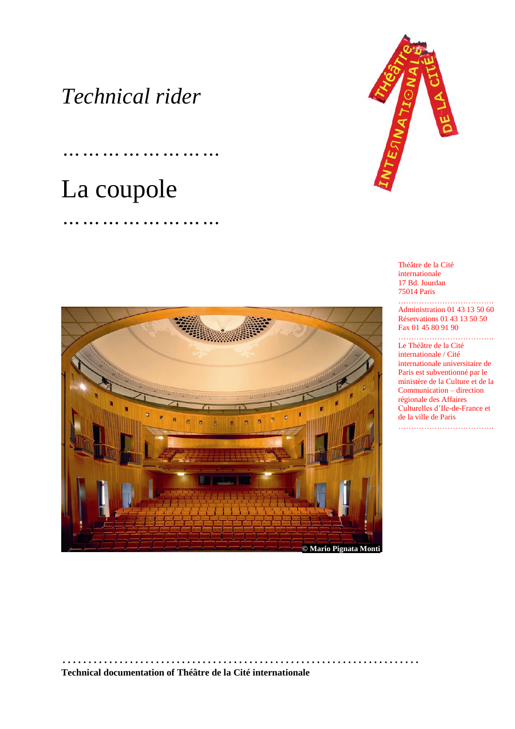*Technical rider*

……………………………

# La coupole

……………………………

© Mario Pignata Monti

Théâtre de la Cité internationale
17 Bd. Jourdan
75014 Paris

Administration 01 43 13 50 60
Réservations 01 43 13 50 50
Fax 01 45 80 91 90

Le Théâtre de la Cité internationale / Cité internationale universitaire de Paris est subventionné par le ministère de la Culture et de la Communication – direction régionale des Affaires Culturelles d'Ile-de-France et de la ville de Paris

**Technical documentation of Théâtre de la Cité internationale**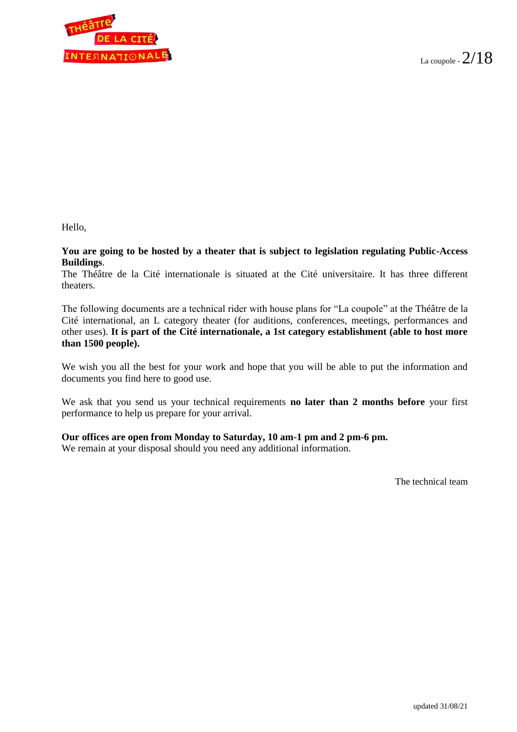Hello,

**You are going to be hosted by a theater that is subject to legislation regulating Public-Access Buildings**.
The Théâtre de la Cité internationale is situated at the Cité universitaire. It has three different theaters.

The following documents are a technical rider with house plans for "La coupole" at the Théâtre de la Cité international, an L category theater (for auditions, conferences, meetings, performances and other uses). **It is part of the Cité internationale, a 1st category establishment (able to host more than 1500 people).**

We wish you all the best for your work and hope that you will be able to put the information and documents you find here to good use.

We ask that you send us your technical requirements **no later than 2 months before** your first performance to help us prepare for your arrival.

**Our offices are open from Monday to Saturday, 10 am-1 pm and 2 pm-6 pm.**
We remain at your disposal should you need any additional information.

The technical team

updated 31/08/21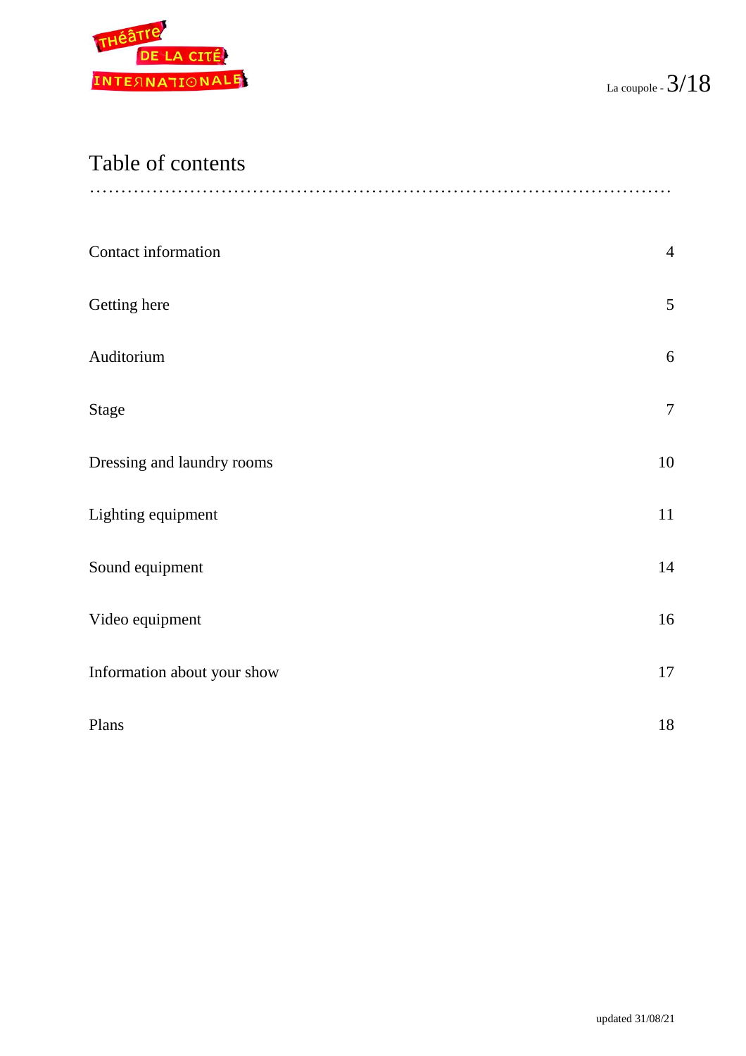# Table of contents

| | |
|---|---|
| Contact information | 4 |
| Getting here | 5 |
| Auditorium | 6 |
| Stage | 7 |
| Dressing and laundry rooms | 10 |
| Lighting equipment | 11 |
| Sound equipment | 14 |
| Video equipment | 16 |
| Information about your show | 17 |
| Plans | 18 |

updated 31/08/21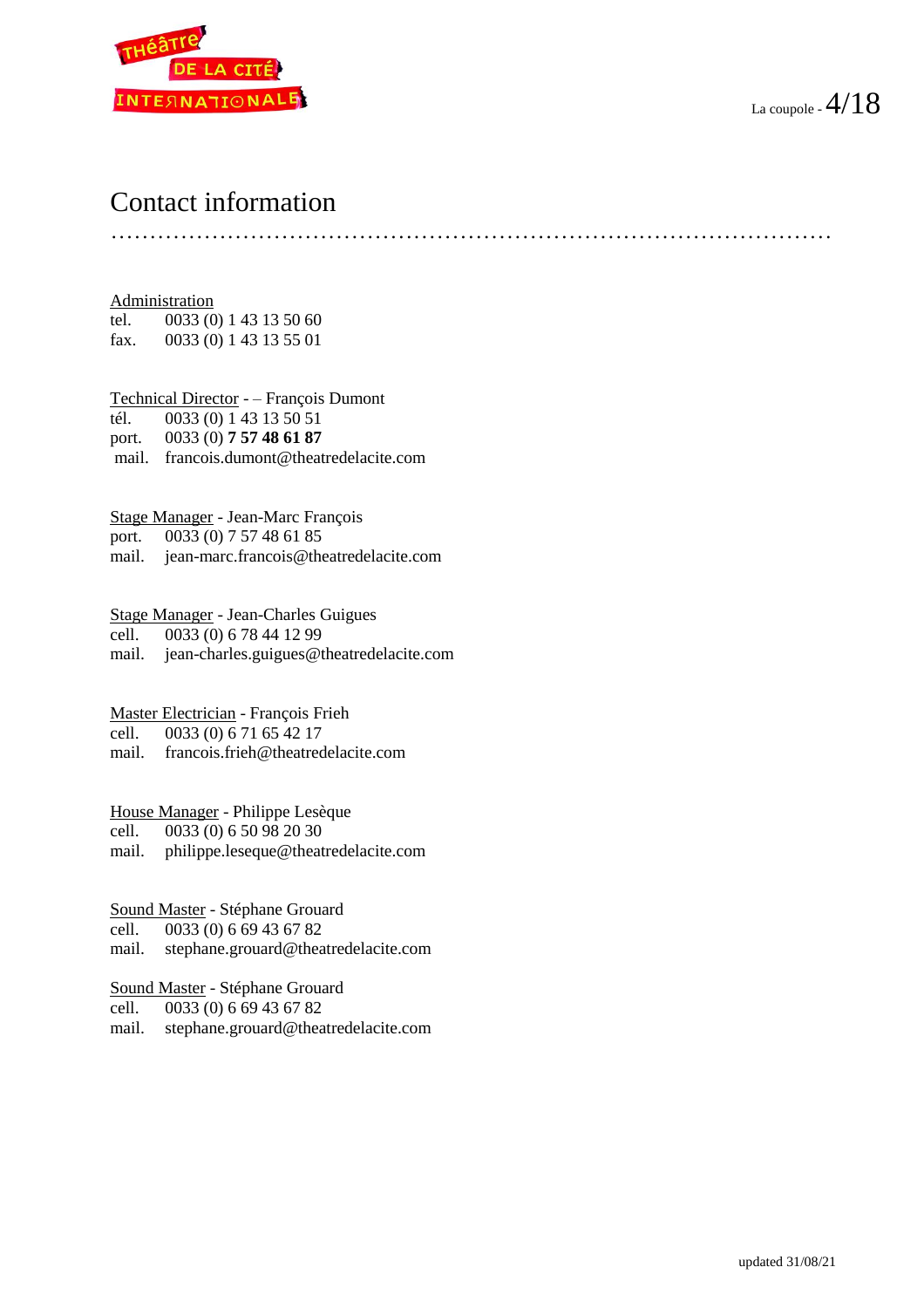# Contact information

Administration
tel. 0033 (0) 1 43 13 50 60
fax. 0033 (0) 1 43 13 55 01

Technical Director - – François Dumont
tél. 0033 (0) 1 43 13 50 51
port. 0033 (0) **7 57 48 61 87**
mail. francois.dumont@theatredelacite.com

Stage Manager - Jean-Marc François
port. 0033 (0) 7 57 48 61 85
mail. jean-marc.francois@theatredelacite.com

Stage Manager - Jean-Charles Guigues
cell. 0033 (0) 6 78 44 12 99
mail. jean-charles.guigues@theatredelacite.com

Master Electrician - François Frieh
cell. 0033 (0) 6 71 65 42 17
mail. francois.frieh@theatredelacite.com

House Manager - Philippe Lesèque
cell. 0033 (0) 6 50 98 20 30
mail. philippe.leseque@theatredelacite.com

Sound Master - Stéphane Grouard
cell. 0033 (0) 6 69 43 67 82
mail. stephane.grouard@theatredelacite.com

Sound Master - Stéphane Grouard
cell. 0033 (0) 6 69 43 67 82
mail. stephane.grouard@theatredelacite.com

updated 31/08/21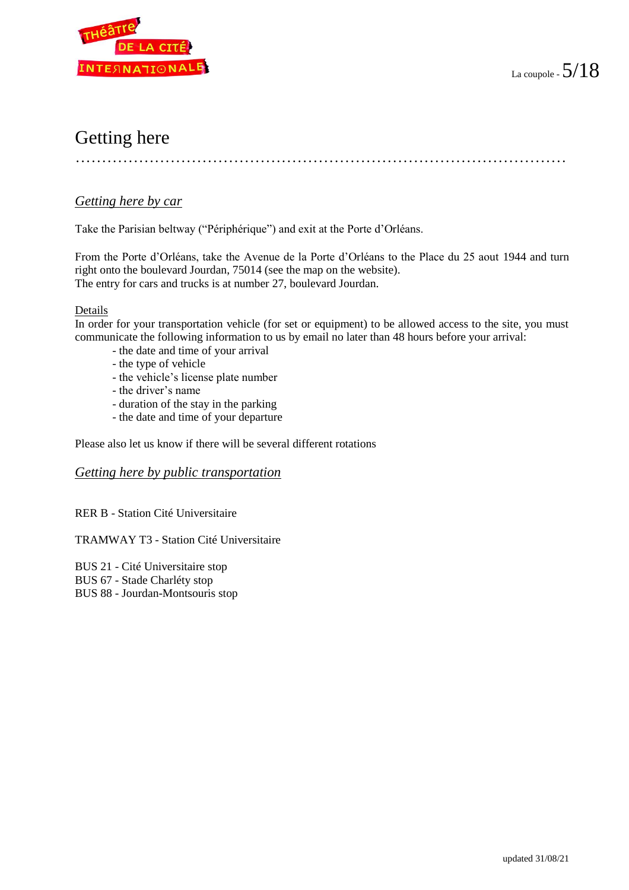# Getting here

## *Getting here by car*

Take the Parisian beltway (“Périphérique”) and exit at the Porte d’Orléans.

From the Porte d’Orléans, take the Avenue de la Porte d’Orléans to the Place du 25 aout 1944 and turn right onto the boulevard Jourdan, 75014 (see the map on the website).
The entry for cars and trucks is at number 27, boulevard Jourdan.

Details

In order for your transportation vehicle (for set or equipment) to be allowed access to the site, you must communicate the following information to us by email no later than 48 hours before your arrival:

- the date and time of your arrival
- the type of vehicle
- the vehicle’s license plate number
- the driver’s name
- duration of the stay in the parking
- the date and time of your departure

Please also let us know if there will be several different rotations

## *Getting here by public transportation*

RER B - Station Cité Universitaire

TRAMWAY T3 - Station Cité Universitaire

BUS 21 - Cité Universitaire stop
BUS 67 - Stade Charléty stop
BUS 88 - Jourdan-Montsouris stop

updated 31/08/21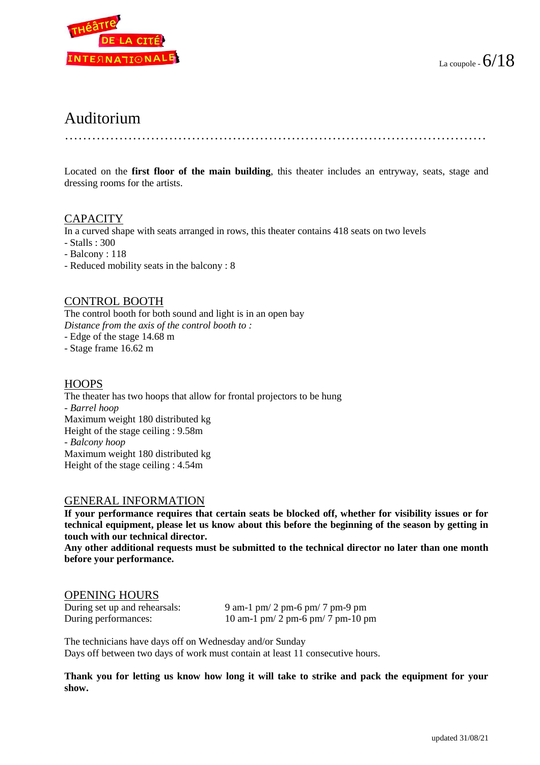# Auditorium

Located on the **first floor of the main building**, this theater includes an entryway, seats, stage and dressing rooms for the artists.

## CAPACITY

In a curved shape with seats arranged in rows, this theater contains 418 seats on two levels

- Stalls : 300
- Balcony : 118
- Reduced mobility seats in the balcony : 8

## CONTROL BOOTH

The control booth for both sound and light is in an open bay

*Distance from the axis of the control booth to :*

- Edge of the stage 14.68 m
- Stage frame 16.62 m

## HOOPS

The theater has two hoops that allow for frontal projectors to be hung

- *Barrel hoop*

Maximum weight 180 distributed kg
Height of the stage ceiling : 9.58m

- *Balcony hoop*

Maximum weight 180 distributed kg
Height of the stage ceiling : 4.54m

## GENERAL INFORMATION

**If your performance requires that certain seats be blocked off, whether for visibility issues or for technical equipment, please let us know about this before the beginning of the season by getting in touch with our technical director.**

**Any other additional requests must be submitted to the technical director no later than one month before your performance.**

## OPENING HOURS

| | |
|---|---|
| During set up and rehearsals: | 9 am-1 pm/ 2 pm-6 pm/ 7 pm-9 pm |
| During performances: | 10 am-1 pm/ 2 pm-6 pm/ 7 pm-10 pm |

The technicians have days off on Wednesday and/or Sunday
Days off between two days of work must contain at least 11 consecutive hours.

**Thank you for letting us know how long it will take to strike and pack the equipment for your show.**

updated 31/08/21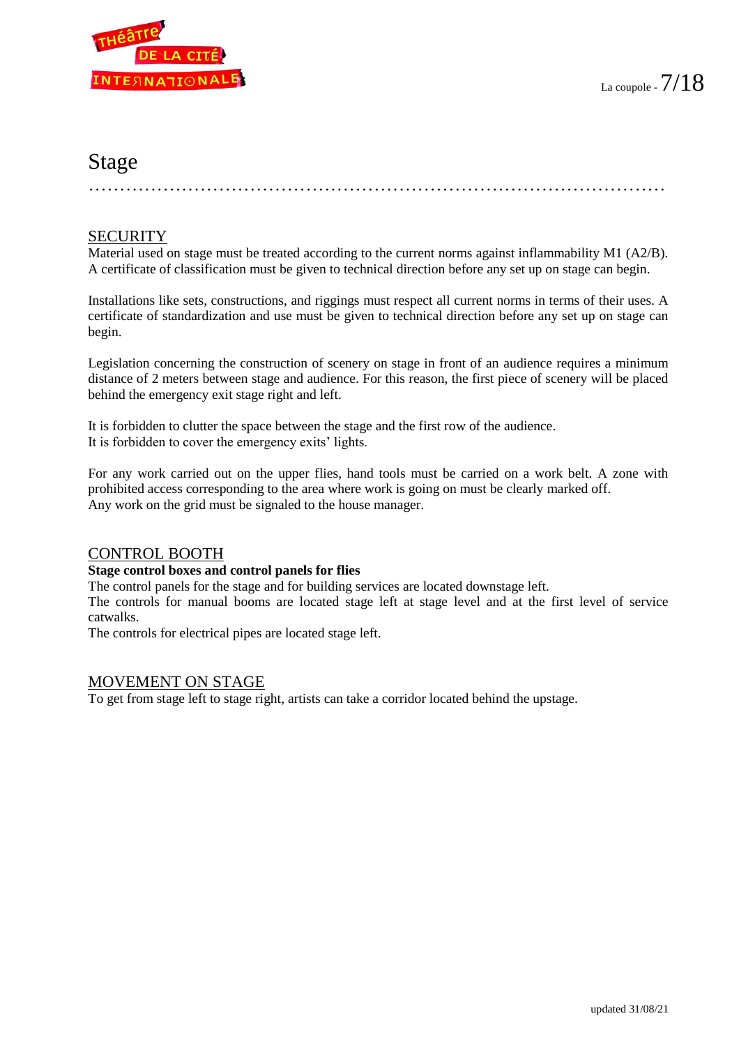# Stage

## SECURITY

Material used on stage must be treated according to the current norms against inflammability M1 (A2/B). A certificate of classification must be given to technical direction before any set up on stage can begin.

Installations like sets, constructions, and riggings must respect all current norms in terms of their uses. A certificate of standardization and use must be given to technical direction before any set up on stage can begin.

Legislation concerning the construction of scenery on stage in front of an audience requires a minimum distance of 2 meters between stage and audience. For this reason, the first piece of scenery will be placed behind the emergency exit stage right and left.

It is forbidden to clutter the space between the stage and the first row of the audience.
It is forbidden to cover the emergency exits' lights.

For any work carried out on the upper flies, hand tools must be carried on a work belt. A zone with prohibited access corresponding to the area where work is going on must be clearly marked off.
Any work on the grid must be signaled to the house manager.

## CONTROL BOOTH

**Stage control boxes and control panels for flies**

The control panels for the stage and for building services are located downstage left.
The controls for manual booms are located stage left at stage level and at the first level of service catwalks.
The controls for electrical pipes are located stage left.

## MOVEMENT ON STAGE

To get from stage left to stage right, artists can take a corridor located behind the upstage.

updated 31/08/21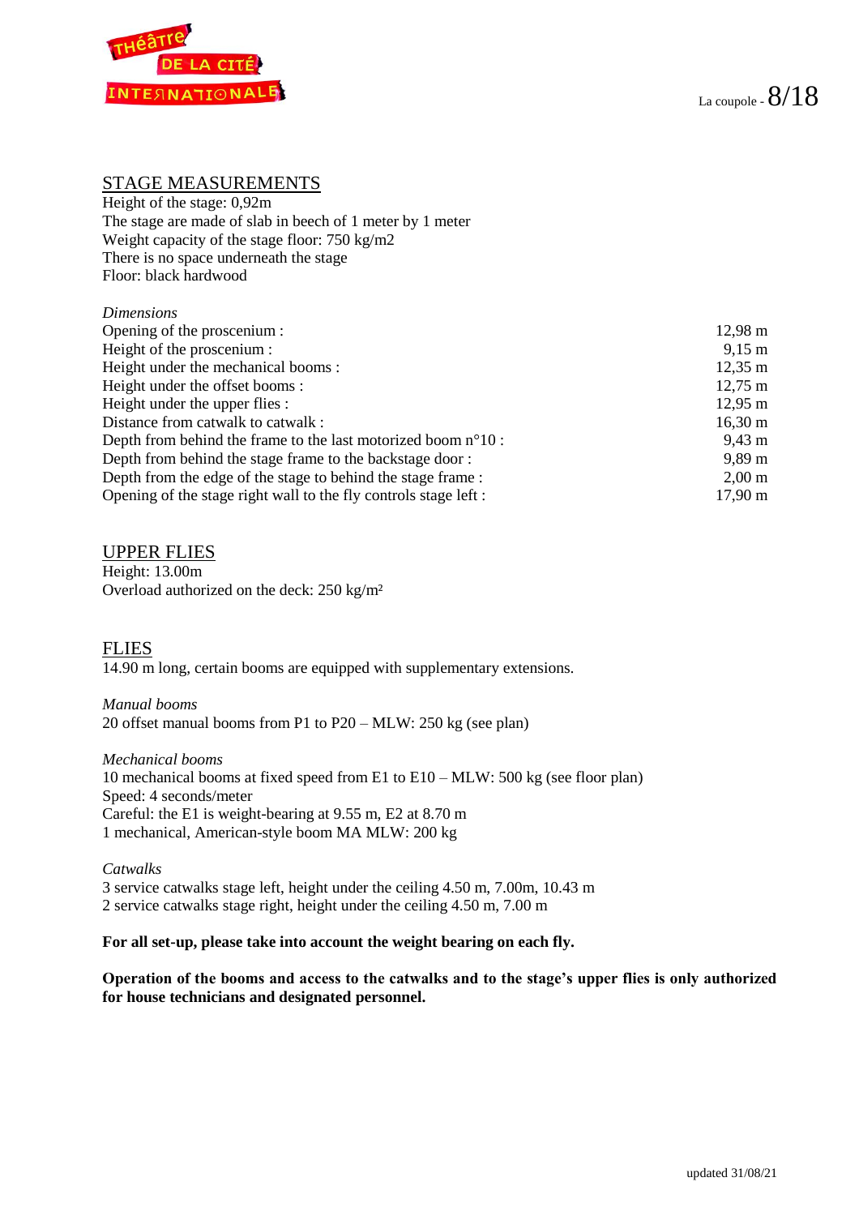## STAGE MEASUREMENTS

Height of the stage: 0,92m
The stage are made of slab in beech of 1 meter by 1 meter
Weight capacity of the stage floor: 750 kg/m2
There is no space underneath the stage
Floor: black hardwood

*Dimensions*

| | |
|---|---|
| Opening of the proscenium : | 12,98 m |
| Height of the proscenium : | 9,15 m |
| Height under the mechanical booms : | 12,35 m |
| Height under the offset booms : | 12,75 m |
| Height under the upper flies : | 12,95 m |
| Distance from catwalk to catwalk : | 16,30 m |
| Depth from behind the frame to the last motorized boom n°10 : | 9,43 m |
| Depth from behind the stage frame to the backstage door : | 9,89 m |
| Depth from the edge of the stage to behind the stage frame : | 2,00 m |
| Opening of the stage right wall to the fly controls stage left : | 17,90 m |

## UPPER FLIES

Height: 13.00m
Overload authorized on the deck: 250 kg/m²

## FLIES

14.90 m long, certain booms are equipped with supplementary extensions.

*Manual booms*
20 offset manual booms from P1 to P20 – MLW: 250 kg (see plan)

*Mechanical booms*
10 mechanical booms at fixed speed from E1 to E10 – MLW: 500 kg (see floor plan)
Speed: 4 seconds/meter
Careful: the E1 is weight-bearing at 9.55 m, E2 at 8.70 m
1 mechanical, American-style boom MA MLW: 200 kg

*Catwalks*
3 service catwalks stage left, height under the ceiling 4.50 m, 7.00m, 10.43 m
2 service catwalks stage right, height under the ceiling 4.50 m, 7.00 m

**For all set-up, please take into account the weight bearing on each fly.**

**Operation of the booms and access to the catwalks and to the stage's upper flies is only authorized for house technicians and designated personnel.**

updated 31/08/21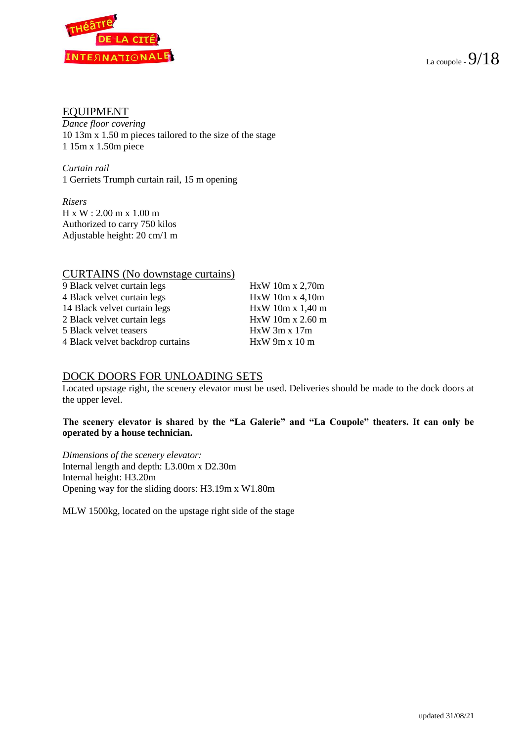## EQUIPMENT

*Dance floor covering*
10 13m x 1.50 m pieces tailored to the size of the stage
1 15m x 1.50m piece

*Curtain rail*
1 Gerriets Trumph curtain rail, 15 m opening

*Risers*
H x W : 2.00 m x 1.00 m
Authorized to carry 750 kilos
Adjustable height: 20 cm/1 m

## CURTAINS (No downstage curtains)

| | |
|---|---|
| 9 Black velvet curtain legs | HxW 10m x 2,70m |
| 4 Black velvet curtain legs | HxW 10m x 4,10m |
| 14 Black velvet curtain legs | HxW 10m x 1,40 m |
| 2 Black velvet curtain legs | HxW 10m x 2.60 m |
| 5 Black velvet teasers | HxW 3m x 17m |
| 4 Black velvet backdrop curtains | HxW 9m x 10 m |

## DOCK DOORS FOR UNLOADING SETS

Located upstage right, the scenery elevator must be used. Deliveries should be made to the dock doors at the upper level.

**The scenery elevator is shared by the “La Galerie” and “La Coupole” theaters. It can only be operated by a house technician.**

*Dimensions of the scenery elevator:*
Internal length and depth: L3.00m x D2.30m
Internal height: H3.20m
Opening way for the sliding doors: H3.19m x W1.80m

MLW 1500kg, located on the upstage right side of the stage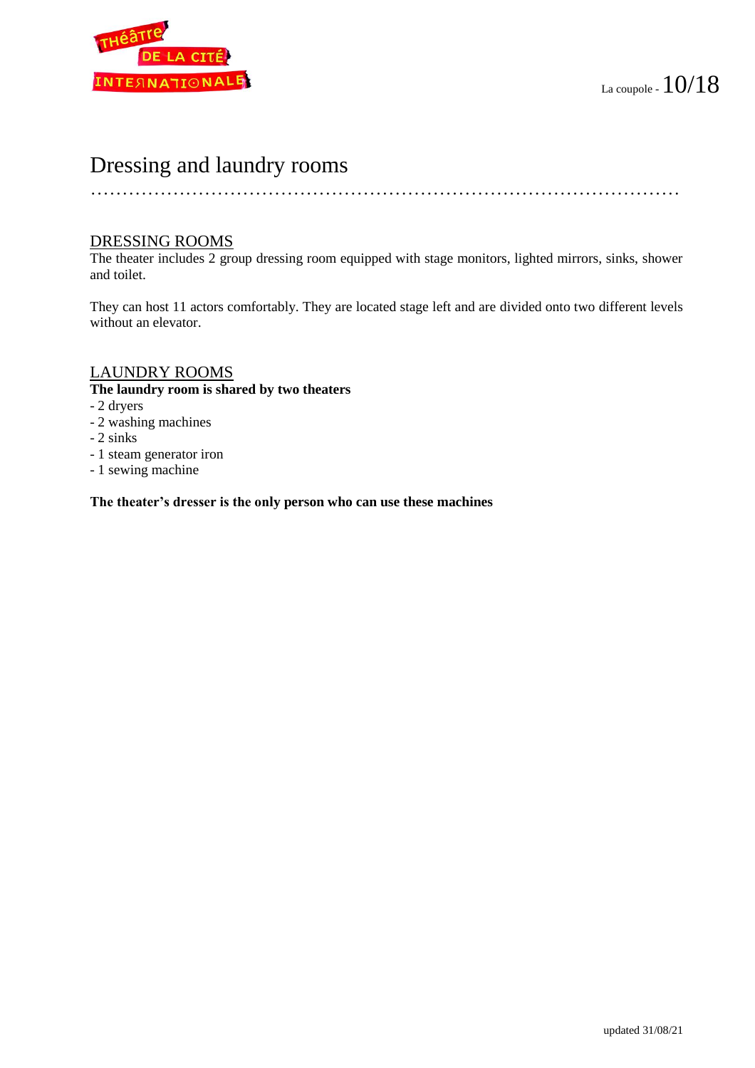# Dressing and laundry rooms

## DRESSING ROOMS

The theater includes 2 group dressing room equipped with stage monitors, lighted mirrors, sinks, shower and toilet.

They can host 11 actors comfortably. They are located stage left and are divided onto two different levels without an elevator.

## LAUNDRY ROOMS

**The laundry room is shared by two theaters**

- 2 dryers
- 2 washing machines
- 2 sinks
- 1 steam generator iron
- 1 sewing machine

**The theater's dresser is the only person who can use these machines**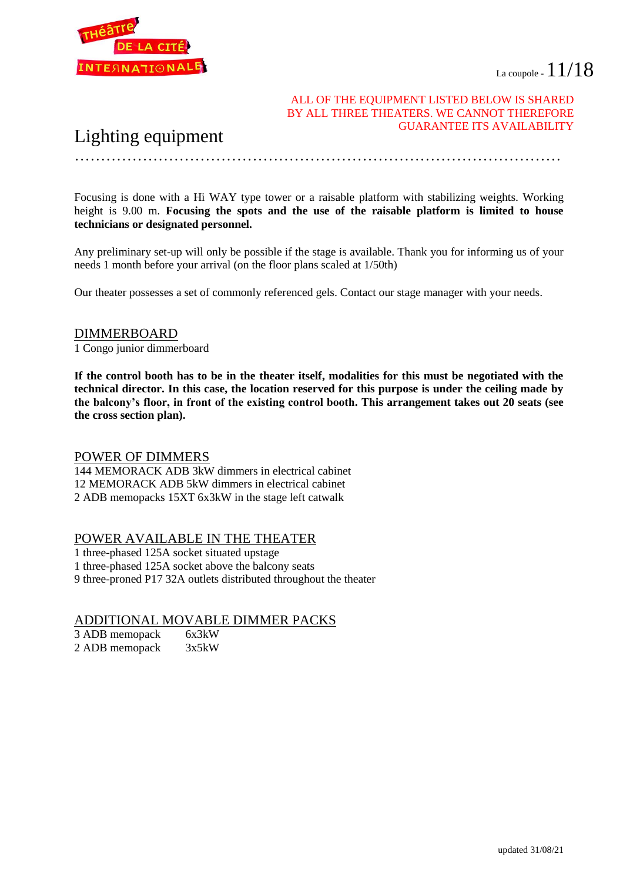ALL OF THE EQUIPMENT LISTED BELOW IS SHARED BY ALL THREE THEATERS. WE CANNOT THEREFORE GUARANTEE ITS AVAILABILITY

# Lighting equipment

Focusing is done with a Hi WAY type tower or a raisable platform with stabilizing weights. Working height is 9.00 m. **Focusing the spots and the use of the raisable platform is limited to house technicians or designated personnel.**

Any preliminary set-up will only be possible if the stage is available. Thank you for informing us of your needs 1 month before your arrival (on the floor plans scaled at 1/50th)

Our theater possesses a set of commonly referenced gels. Contact our stage manager with your needs.

## DIMMERBOARD

1 Congo junior dimmerboard

**If the control booth has to be in the theater itself, modalities for this must be negotiated with the technical director. In this case, the location reserved for this purpose is under the ceiling made by the balcony's floor, in front of the existing control booth. This arrangement takes out 20 seats (see the cross section plan).**

## POWER OF DIMMERS

144 MEMORACK ADB 3kW dimmers in electrical cabinet
12 MEMORACK ADB 5kW dimmers in electrical cabinet
2 ADB memopacks 15XT 6x3kW in the stage left catwalk

## POWER AVAILABLE IN THE THEATER

1 three-phased 125A socket situated upstage
1 three-phased 125A socket above the balcony seats
9 three-proned P17 32A outlets distributed throughout the theater

## ADDITIONAL MOVABLE DIMMER PACKS

| | |
|---|---|
| 3 ADB memopack | 6x3kW |
| 2 ADB memopack | 3x5kW |

updated 31/08/21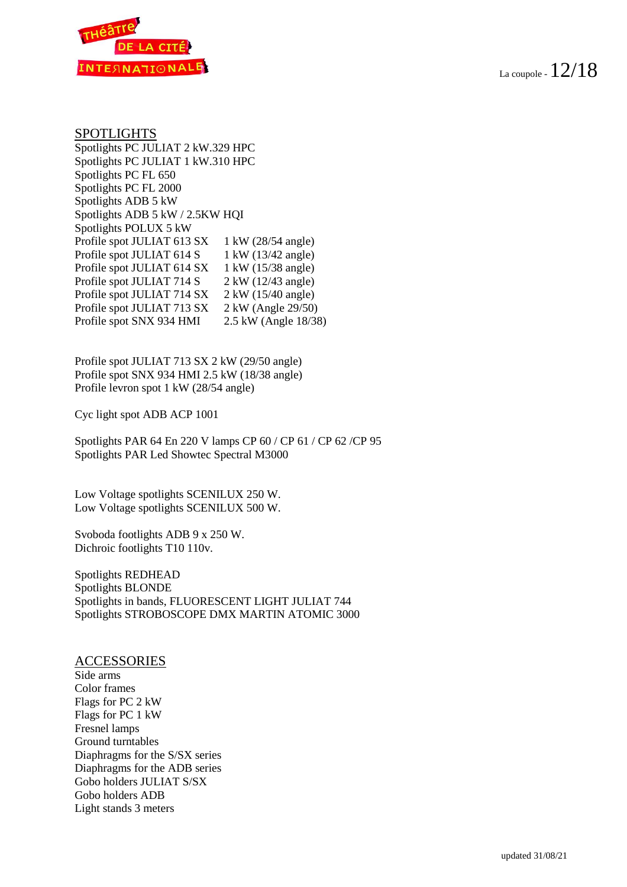## SPOTLIGHTS

Spotlights PC JULIAT 2 kW.329 HPC
Spotlights PC JULIAT 1 kW.310 HPC
Spotlights PC FL 650
Spotlights PC FL 2000
Spotlights ADB 5 kW
Spotlights ADB 5 kW / 2.5KW HQI
Spotlights POLUX 5 kW

| | |
|---|---|
| Profile spot JULIAT 613 SX | 1 kW (28/54 angle) |
| Profile spot JULIAT 614 S | 1 kW (13/42 angle) |
| Profile spot JULIAT 614 SX | 1 kW (15/38 angle) |
| Profile spot JULIAT 714 S | 2 kW (12/43 angle) |
| Profile spot JULIAT 714 SX | 2 kW (15/40 angle) |
| Profile spot JULIAT 713 SX | 2 kW (Angle 29/50) |
| Profile spot SNX 934 HMI | 2.5 kW (Angle 18/38) |

Profile spot JULIAT 713 SX 2 kW (29/50 angle)
Profile spot SNX 934 HMI 2.5 kW (18/38 angle)
Profile levron spot 1 kW (28/54 angle)

Cyc light spot ADB ACP 1001

Spotlights PAR 64 En 220 V lamps CP 60 / CP 61 / CP 62 /CP 95
Spotlights PAR Led Showtec Spectral M3000

Low Voltage spotlights SCENILUX 250 W.
Low Voltage spotlights SCENILUX 500 W.

Svoboda footlights ADB 9 x 250 W.
Dichroic footlights T10 110v.

Spotlights REDHEAD
Spotlights BLONDE
Spotlights in bands, FLUORESCENT LIGHT JULIAT 744
Spotlights STROBOSCOPE DMX MARTIN ATOMIC 3000

## ACCESSORIES

Side arms
Color frames
Flags for PC 2 kW
Flags for PC 1 kW
Fresnel lamps
Ground turntables
Diaphragms for the S/SX series
Diaphragms for the ADB series
Gobo holders JULIAT S/SX
Gobo holders ADB
Light stands 3 meters

updated 31/08/21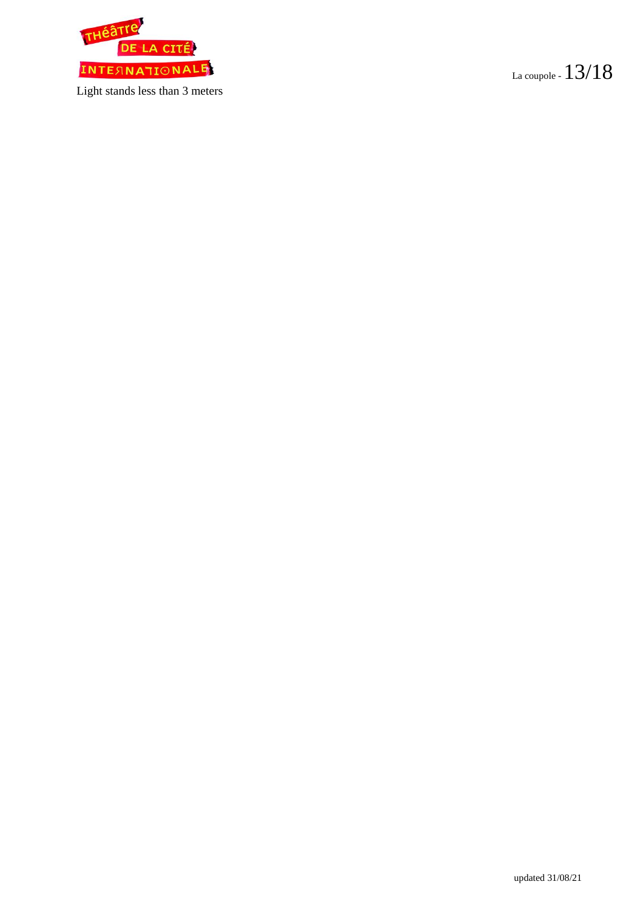Light stands less than 3 meters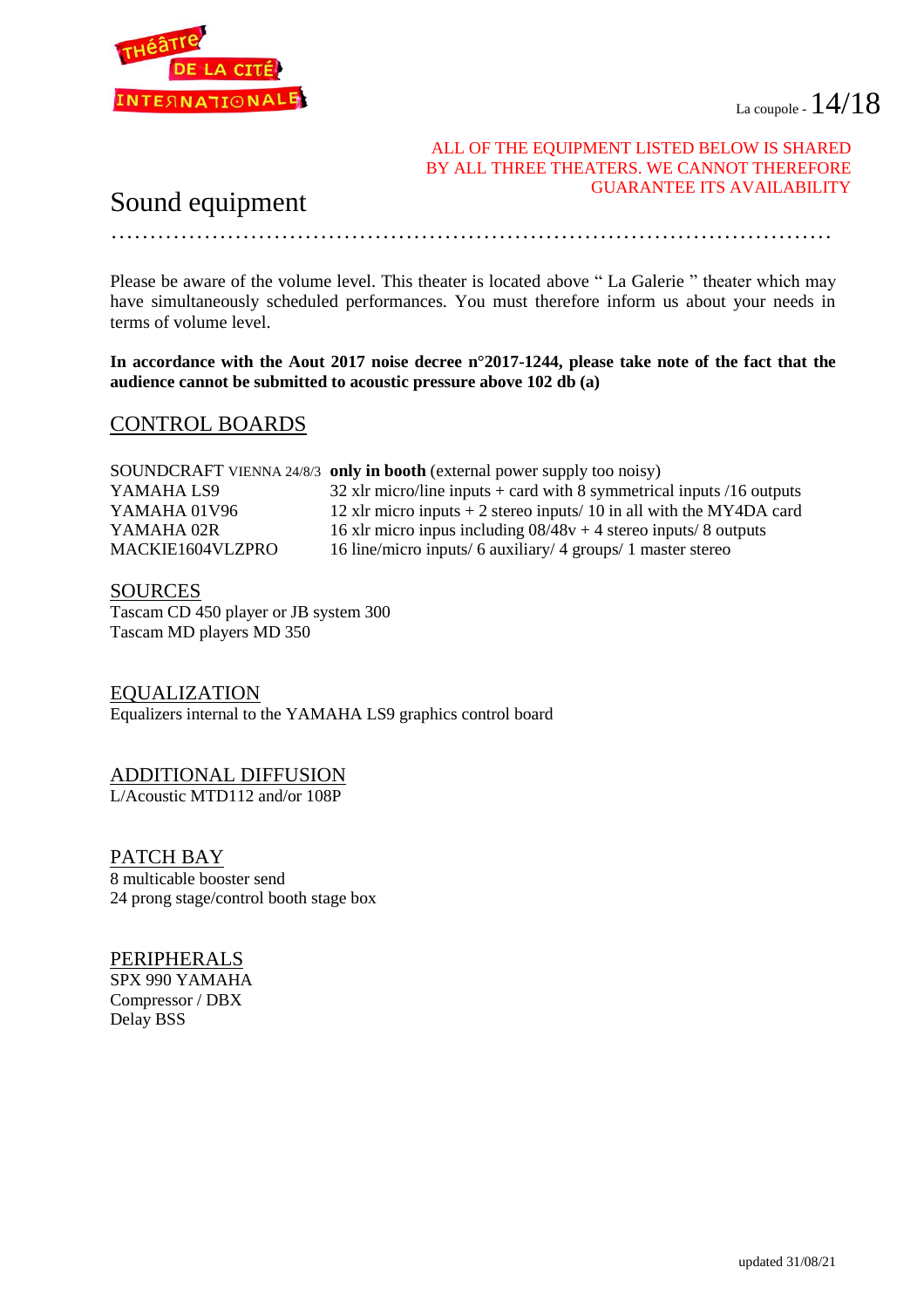ALL OF THE EQUIPMENT LISTED BELOW IS SHARED BY ALL THREE THEATERS. WE CANNOT THEREFORE GUARANTEE ITS AVAILABILITY

# Sound equipment

Please be aware of the volume level. This theater is located above " La Galerie " theater which may have simultaneously scheduled performances. You must therefore inform us about your needs in terms of volume level.

**In accordance with the Aout 2017 noise decree n°2017-1244, please take note of the fact that the audience cannot be submitted to acoustic pressure above 102 db (a)**

## CONTROL BOARDS

| | |
|---|---|
| SOUNDCRAFT VIENNA 24/8/3 | **only in booth** (external power supply too noisy) |
| YAMAHA LS9 | 32 xlr micro/line inputs + card with 8 symmetrical inputs /16 outputs |
| YAMAHA 01V96 | 12 xlr micro inputs + 2 stereo inputs/ 10 in all with the MY4DA card |
| YAMAHA 02R | 16 xlr micro inpus including 08/48v + 4 stereo inputs/ 8 outputs |
| MACKIE1604VLZPRO | 16 line/micro inputs/ 6 auxiliary/ 4 groups/ 1 master stereo |

## SOURCES

Tascam CD 450 player or JB system 300
Tascam MD players MD 350

## EQUALIZATION

Equalizers internal to the YAMAHA LS9 graphics control board

## ADDITIONAL DIFFUSION

L/Acoustic MTD112 and/or 108P

## PATCH BAY

8 multicable booster send
24 prong stage/control booth stage box

## PERIPHERALS

SPX 990 YAMAHA
Compressor / DBX
Delay BSS

updated 31/08/21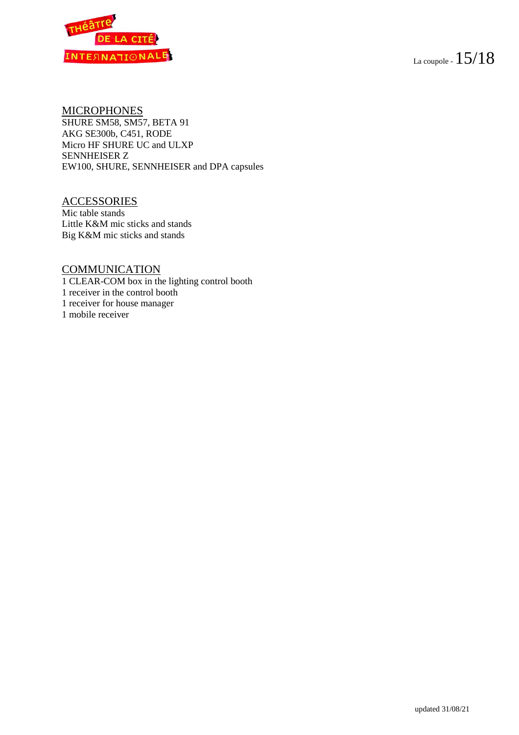## MICROPHONES

SHURE SM58, SM57, BETA 91
AKG SE300b, C451, RODE
Micro HF SHURE UC and ULXP
SENNHEISER Z
EW100, SHURE, SENNHEISER and DPA capsules

## ACCESSORIES

Mic table stands
Little K&M mic sticks and stands
Big K&M mic sticks and stands

## COMMUNICATION

1 CLEAR-COM box in the lighting control booth
1 receiver in the control booth
1 receiver for house manager
1 mobile receiver

updated 31/08/21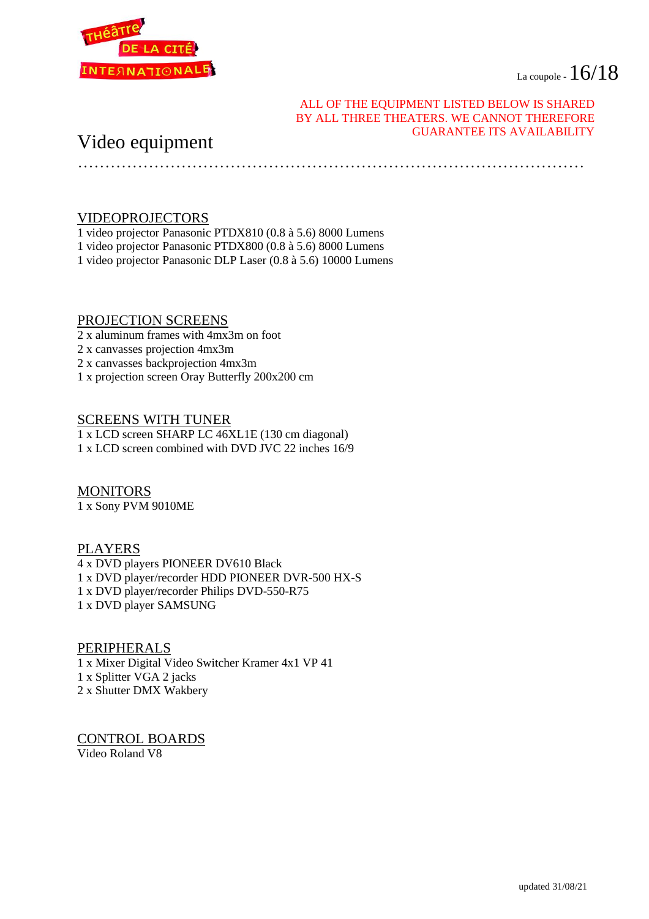ALL OF THE EQUIPMENT LISTED BELOW IS SHARED BY ALL THREE THEATERS. WE CANNOT THEREFORE GUARANTEE ITS AVAILABILITY

# Video equipment

## VIDEOPROJECTORS

1 video projector Panasonic PTDX810 (0.8 à 5.6) 8000 Lumens
1 video projector Panasonic PTDX800 (0.8 à 5.6) 8000 Lumens
1 video projector Panasonic DLP Laser (0.8 à 5.6) 10000 Lumens

## PROJECTION SCREENS

2 x aluminum frames with 4mx3m on foot
2 x canvasses projection 4mx3m
2 x canvasses backprojection 4mx3m
1 x projection screen Oray Butterfly 200x200 cm

## SCREENS WITH TUNER

1 x LCD screen SHARP LC 46XL1E (130 cm diagonal)
1 x LCD screen combined with DVD JVC 22 inches 16/9

## MONITORS

1 x Sony PVM 9010ME

## PLAYERS

4 x DVD players PIONEER DV610 Black
1 x DVD player/recorder HDD PIONEER DVR-500 HX-S
1 x DVD player/recorder Philips DVD-550-R75
1 x DVD player SAMSUNG

## PERIPHERALS

1 x Mixer Digital Video Switcher Kramer 4x1 VP 41
1 x Splitter VGA 2 jacks
2 x Shutter DMX Wakbery

## CONTROL BOARDS

Video Roland V8

updated 31/08/21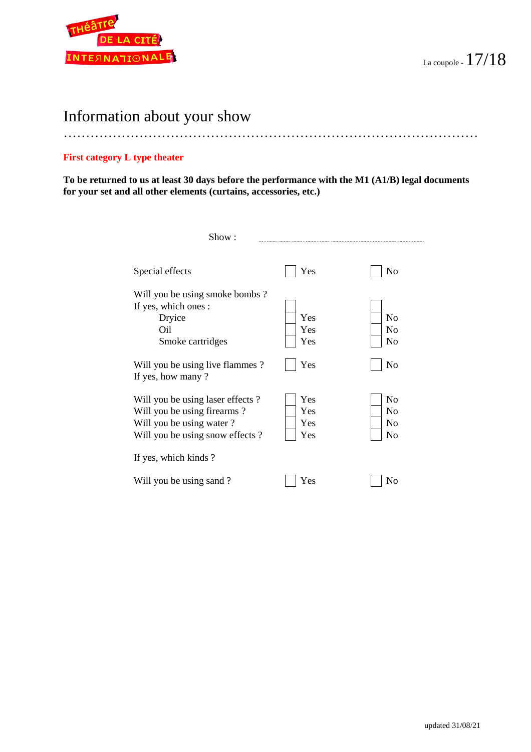# Information about your show

**First category L type theater**

**To be returned to us at least 30 days before the performance with the M1 (A1/B) legal documents for your set and all other elements (curtains, accessories, etc.)**

Show : ..............................................

| | | |
|---|---|---|
| Special effects | ☐ Yes | ☐ No |
| Will you be using smoke bombs ? | | |
| If yes, which ones : | ☐ | ☐ |
| Dryice | ☐ Yes | ☐ No |
| Oil | ☐ Yes | ☐ No |
| Smoke cartridges | ☐ Yes | ☐ No |
| Will you be using live flammes ? | ☐ Yes | ☐ No |
| If yes, how many ? | | |
| Will you be using laser effects ? | ☐ Yes | ☐ No |
| Will you be using firearms ? | ☐ Yes | ☐ No |
| Will you be using water ? | ☐ Yes | ☐ No |
| Will you be using snow effects ? | ☐ Yes | ☐ No |
| If yes, which kinds ? | | |
| Will you be using sand ? | ☐ Yes | ☐ No |

updated 31/08/21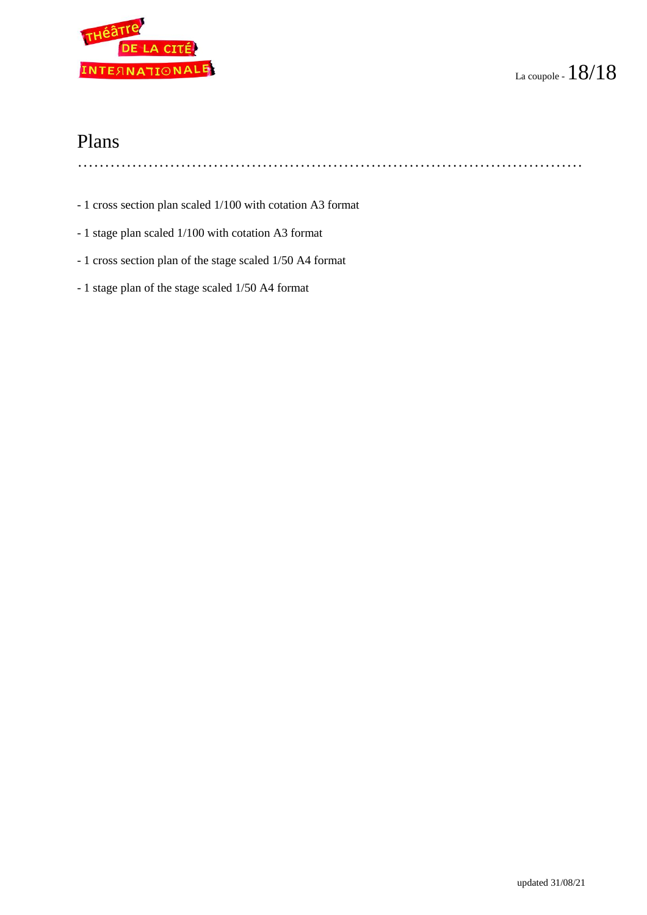# Plans

- 1 cross section plan scaled 1/100 with cotation A3 format
- 1 stage plan scaled 1/100 with cotation A3 format
- 1 cross section plan of the stage scaled 1/50 A4 format
- 1 stage plan of the stage scaled 1/50 A4 format

updated 31/08/21